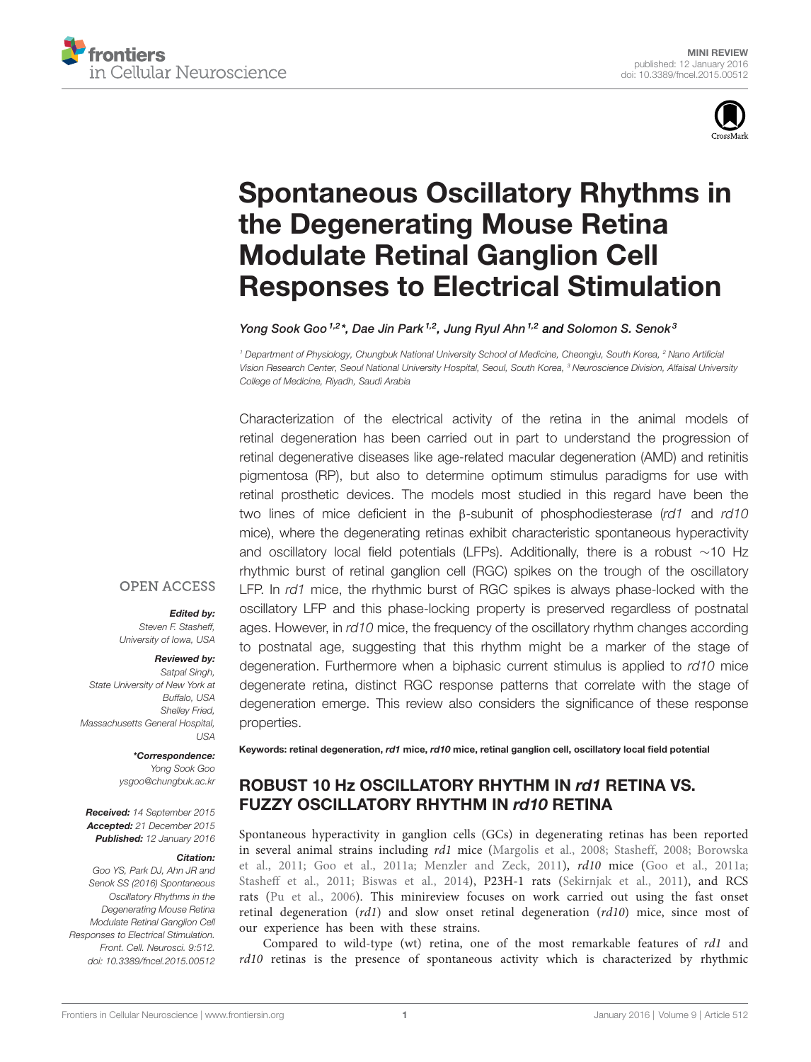MINI REVIEW
published: 12 January 2016
doi: 10.3389/fncel.2015.00512

# Spontaneous Oscillatory Rhythms in the Degenerating Mouse Retina Modulate Retinal Ganglion Cell Responses to Electrical Stimulation

*Yong Sook Goo[1,2]*, Dae Jin Park[1,2], Jung Ryul Ahn[1,2] and Solomon S. Senok[3]*

[1] Department of Physiology, Chungbuk National University School of Medicine, Cheongju, South Korea, [2] Nano Artificial Vision Research Center, Seoul National University Hospital, Seoul, South Korea, [3] Neuroscience Division, Alfaisal University College of Medicine, Riyadh, Saudi Arabia

Characterization of the electrical activity of the retina in the animal models of retinal degeneration has been carried out in part to understand the progression of retinal degenerative diseases like age-related macular degeneration (AMD) and retinitis pigmentosa (RP), but also to determine optimum stimulus paradigms for use with retinal prosthetic devices. The models most studied in this regard have been the two lines of mice deficient in the β-subunit of phosphodiesterase (*rd1* and *rd10* mice), where the degenerating retinas exhibit characteristic spontaneous hyperactivity and oscillatory local field potentials (LFPs). Additionally, there is a robust ∼10 Hz rhythmic burst of retinal ganglion cell (RGC) spikes on the trough of the oscillatory LFP. In *rd1* mice, the rhythmic burst of RGC spikes is always phase-locked with the oscillatory LFP and this phase-locking property is preserved regardless of postnatal ages. However, in *rd10* mice, the frequency of the oscillatory rhythm changes according to postnatal age, suggesting that this rhythm might be a marker of the stage of degeneration. Furthermore when a biphasic current stimulus is applied to *rd10* mice degenerate retina, distinct RGC response patterns that correlate with the stage of degeneration emerge. This review also considers the significance of these response properties.

**Keywords: retinal degeneration, *rd1* mice, *rd10* mice, retinal ganglion cell, oscillatory local field potential**

OPEN ACCESS

***Edited by:***
Steven F. Stasheff,
University of Iowa, USA

***Reviewed by:***
Satpal Singh,
State University of New York at Buffalo, USA
Shelley Fried,
Massachusetts General Hospital, USA

***\*Correspondence:***
Yong Sook Goo
ysgoo@chungbuk.ac.kr

**Received:** 14 September 2015
**Accepted:** 21 December 2015
**Published:** 12 January 2016

***Citation:***
Goo YS, Park DJ, Ahn JR and Senok SS (2016) Spontaneous Oscillatory Rhythms in the Degenerating Mouse Retina Modulate Retinal Ganglion Cell Responses to Electrical Stimulation. Front. Cell. Neurosci. 9:512. doi: 10.3389/fncel.2015.00512

## ROBUST 10 Hz OSCILLATORY RHYTHM IN *rd1* RETINA VS. FUZZY OSCILLATORY RHYTHM IN *rd10* RETINA

Spontaneous hyperactivity in ganglion cells (GCs) in degenerating retinas has been reported in several animal strains including *rd1* mice (Margolis et al., 2008; Stasheff, 2008; Borowska et al., 2011; Goo et al., 2011a; Menzler and Zeck, 2011), *rd10* mice (Goo et al., 2011a; Stasheff et al., 2011; Biswas et al., 2014), P23H-1 rats (Sekirnjak et al., 2011), and RCS rats (Pu et al., 2006). This minireview focuses on work carried out using the fast onset retinal degeneration (*rd1*) and slow onset retinal degeneration (*rd10*) mice, since most of our experience has been with these strains.

Compared to wild-type (wt) retina, one of the most remarkable features of *rd1* and *rd10* retinas is the presence of spontaneous activity which is characterized by rhythmic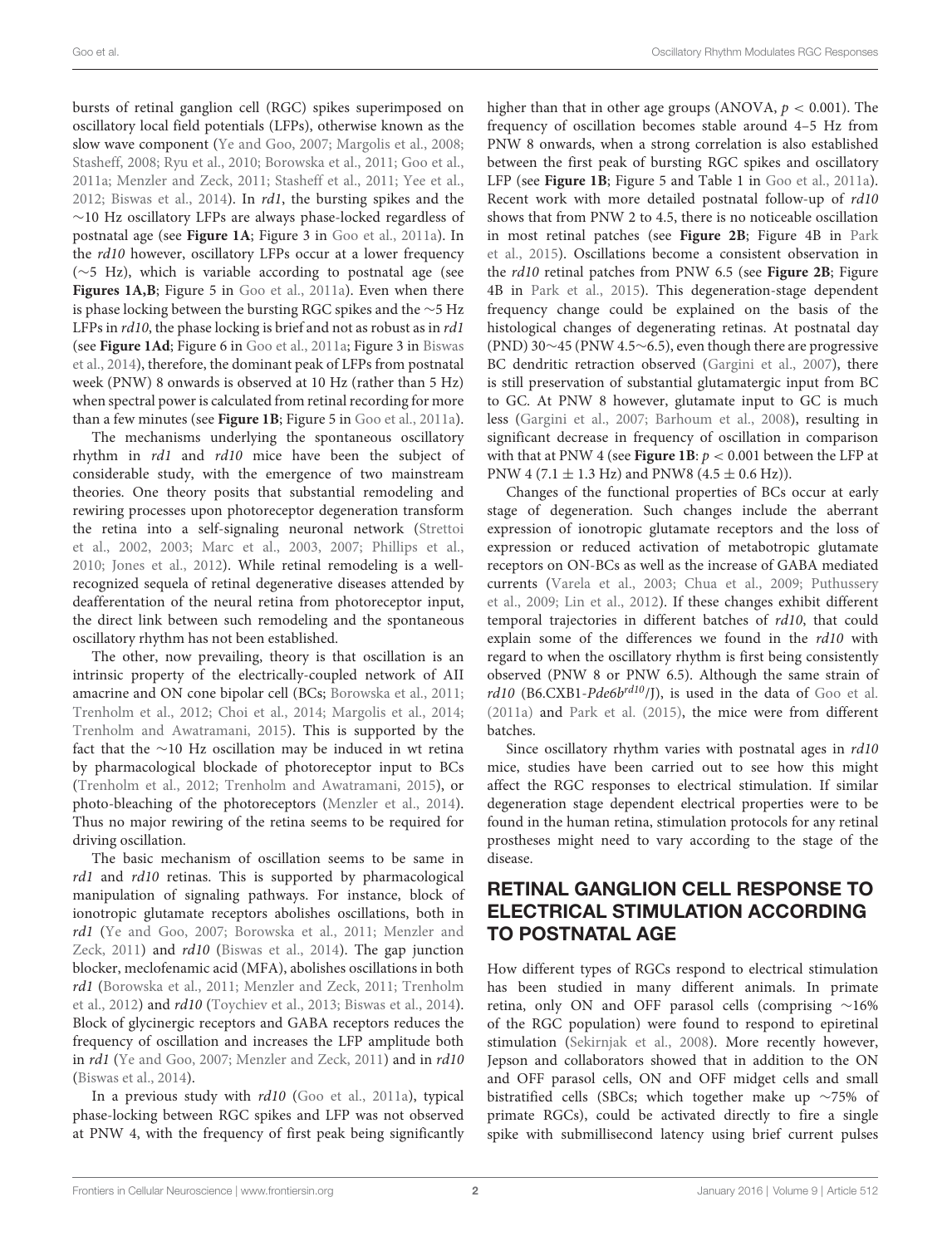bursts of retinal ganglion cell (RGC) spikes superimposed on oscillatory local field potentials (LFPs), otherwise known as the slow wave component (Ye and Goo, 2007; Margolis et al., 2008; Stasheff, 2008; Ryu et al., 2010; Borowska et al., 2011; Goo et al., 2011a; Menzler and Zeck, 2011; Stasheff et al., 2011; Yee et al., 2012; Biswas et al., 2014). In *rd1*, the bursting spikes and the ~10 Hz oscillatory LFPs are always phase-locked regardless of postnatal age (see **Figure 1A**; Figure 3 in Goo et al., 2011a). In the *rd10* however, oscillatory LFPs occur at a lower frequency (~5 Hz), which is variable according to postnatal age (see **Figures 1A,B**; Figure 5 in Goo et al., 2011a). Even when there is phase locking between the bursting RGC spikes and the ~5 Hz LFPs in *rd10*, the phase locking is brief and not as robust as in *rd1* (see **Figure 1Ad**; Figure 6 in Goo et al., 2011a; Figure 3 in Biswas et al., 2014), therefore, the dominant peak of LFPs from postnatal week (PNW) 8 onwards is observed at 10 Hz (rather than 5 Hz) when spectral power is calculated from retinal recording for more than a few minutes (see **Figure 1B**; Figure 5 in Goo et al., 2011a).

The mechanisms underlying the spontaneous oscillatory rhythm in *rd1* and *rd10* mice have been the subject of considerable study, with the emergence of two mainstream theories. One theory posits that substantial remodeling and rewiring processes upon photoreceptor degeneration transform the retina into a self-signaling neuronal network (Strettoi et al., 2002, 2003; Marc et al., 2003, 2007; Phillips et al., 2010; Jones et al., 2012). While retinal remodeling is a well-recognized sequela of retinal degenerative diseases attended by deafferentation of the neural retina from photoreceptor input, the direct link between such remodeling and the spontaneous oscillatory rhythm has not been established.

The other, now prevailing, theory is that oscillation is an intrinsic property of the electrically-coupled network of AII amacrine and ON cone bipolar cell (BCs; Borowska et al., 2011; Trenholm et al., 2012; Choi et al., 2014; Margolis et al., 2014; Trenholm and Awatramani, 2015). This is supported by the fact that the ~10 Hz oscillation may be induced in wt retina by pharmacological blockade of photoreceptor input to BCs (Trenholm et al., 2012; Trenholm and Awatramani, 2015), or photo-bleaching of the photoreceptors (Menzler et al., 2014). Thus no major rewiring of the retina seems to be required for driving oscillation.

The basic mechanism of oscillation seems to be same in *rd1* and *rd10* retinas. This is supported by pharmacological manipulation of signaling pathways. For instance, block of ionotropic glutamate receptors abolishes oscillations, both in *rd1* (Ye and Goo, 2007; Borowska et al., 2011; Menzler and Zeck, 2011) and *rd10* (Biswas et al., 2014). The gap junction blocker, meclofenamic acid (MFA), abolishes oscillations in both *rd1* (Borowska et al., 2011; Menzler and Zeck, 2011; Trenholm et al., 2012) and *rd10* (Toychiev et al., 2013; Biswas et al., 2014). Block of glycinergic receptors and GABA receptors reduces the frequency of oscillation and increases the LFP amplitude both in *rd1* (Ye and Goo, 2007; Menzler and Zeck, 2011) and in *rd10* (Biswas et al., 2014).

In a previous study with *rd10* (Goo et al., 2011a), typical phase-locking between RGC spikes and LFP was not observed at PNW 4, with the frequency of first peak being significantly higher than that in other age groups (ANOVA, $p < 0.001$). The frequency of oscillation becomes stable around 4–5 Hz from PNW 8 onwards, when a strong correlation is also established between the first peak of bursting RGC spikes and oscillatory LFP (see **Figure 1B**; Figure 5 and Table 1 in Goo et al., 2011a). Recent work with more detailed postnatal follow-up of *rd10* shows that from PNW 2 to 4.5, there is no noticeable oscillation in most retinal patches (see **Figure 2B**; Figure 4B in Park et al., 2015). Oscillations become a consistent observation in the *rd10* retinal patches from PNW 6.5 (see **Figure 2B**; Figure 4B in Park et al., 2015). This degeneration-stage dependent frequency change could be explained on the basis of the histological changes of degenerating retinas. At postnatal day (PND) 30~45 (PNW 4.5~6.5), even though there are progressive BC dendritic retraction observed (Gargini et al., 2007), there is still preservation of substantial glutamatergic input from BC to GC. At PNW 8 however, glutamate input to GC is much less (Gargini et al., 2007; Barhoum et al., 2008), resulting in significant decrease in frequency of oscillation in comparison with that at PNW 4 (see **Figure 1B**: $p < 0.001$ between the LFP at PNW 4 ($7.1 \pm 1.3$ Hz) and PNW8 ($4.5 \pm 0.6$ Hz)).

Changes of the functional properties of BCs occur at early stage of degeneration. Such changes include the aberrant expression of ionotropic glutamate receptors and the loss of expression or reduced activation of metabotropic glutamate receptors on ON-BCs as well as the increase of GABA mediated currents (Varela et al., 2003; Chua et al., 2009; Puthussery et al., 2009; Lin et al., 2012). If these changes exhibit different temporal trajectories in different batches of *rd10*, that could explain some of the differences we found in the *rd10* with regard to when the oscillatory rhythm is first being consistently observed (PNW 8 or PNW 6.5). Although the same strain of *rd10* (B6.CXB1-*Pde6b*$^{rd10}$/J), is used in the data of Goo et al. (2011a) and Park et al. (2015), the mice were from different batches.

Since oscillatory rhythm varies with postnatal ages in *rd10* mice, studies have been carried out to see how this might affect the RGC responses to electrical stimulation. If similar degeneration stage dependent electrical properties were to be found in the human retina, stimulation protocols for any retinal prostheses might need to vary according to the stage of the disease.

## RETINAL GANGLION CELL RESPONSE TO ELECTRICAL STIMULATION ACCORDING TO POSTNATAL AGE

How different types of RGCs respond to electrical stimulation has been studied in many different animals. In primate retina, only ON and OFF parasol cells (comprising ~16% of the RGC population) were found to respond to epiretinal stimulation (Sekirnjak et al., 2008). More recently however, Jepson and collaborators showed that in addition to the ON and OFF parasol cells, ON and OFF midget cells and small bistratified cells (SBCs; which together make up ~75% of primate RGCs), could be activated directly to fire a single spike with submillisecond latency using brief current pulses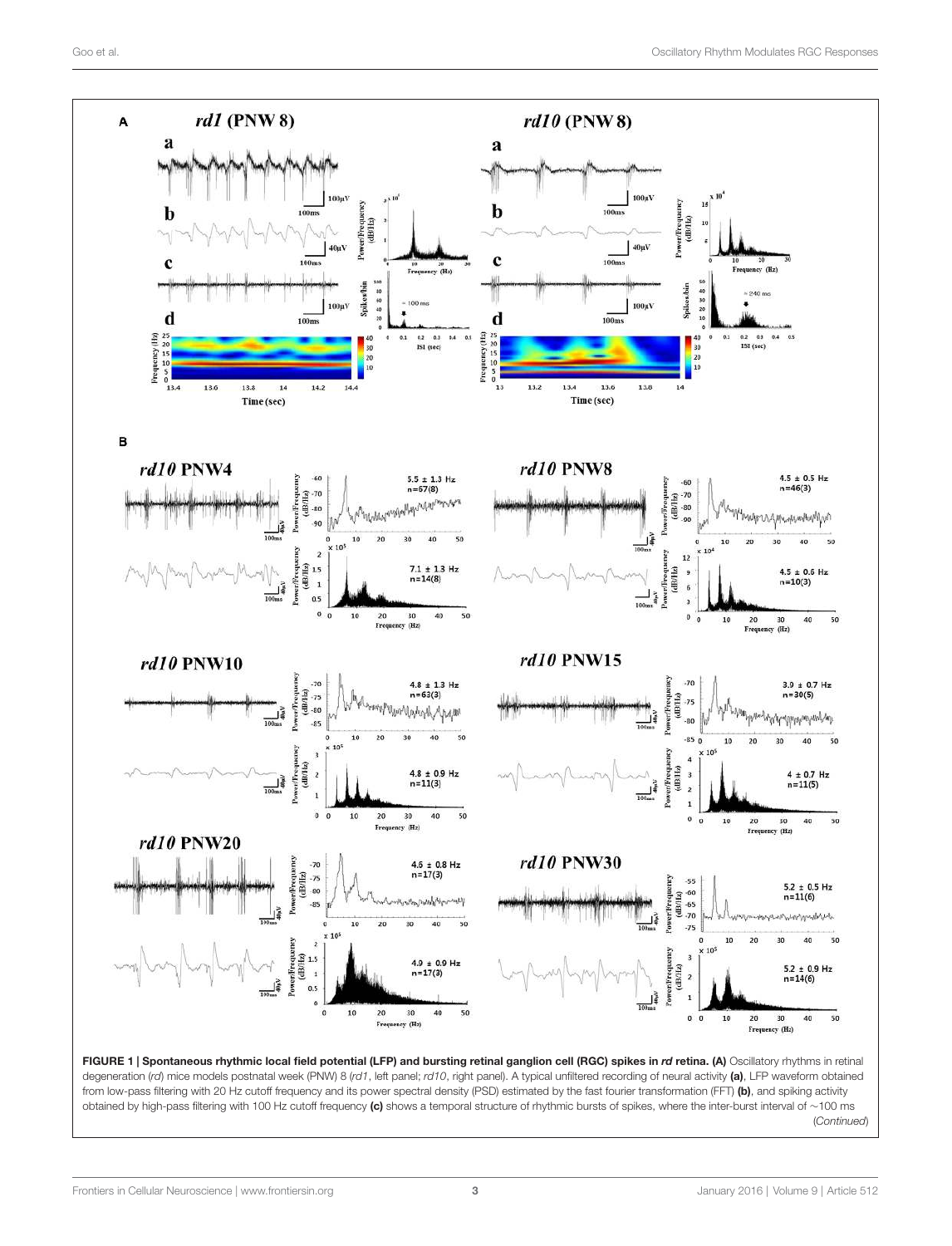**FIGURE 1 | Spontaneous rhythmic local field potential (LFP) and bursting retinal ganglion cell (RGC) spikes in *rd* retina.** **(A)** Oscillatory rhythms in retinal degeneration (*rd*) mice models postnatal week (PNW) 8 (*rd1*, left panel; *rd10*, right panel). A typical unfiltered recording of neural activity **(a)**, LFP waveform obtained from low-pass filtering with 20 Hz cutoff frequency and its power spectral density (PSD) estimated by the fast fourier transformation (FFT) **(b)**, and spiking activity obtained by high-pass filtering with 100 Hz cutoff frequency **(c)** shows a temporal structure of rhythmic bursts of spikes, where the inter-burst interval of ~100 ms

(*Continued*)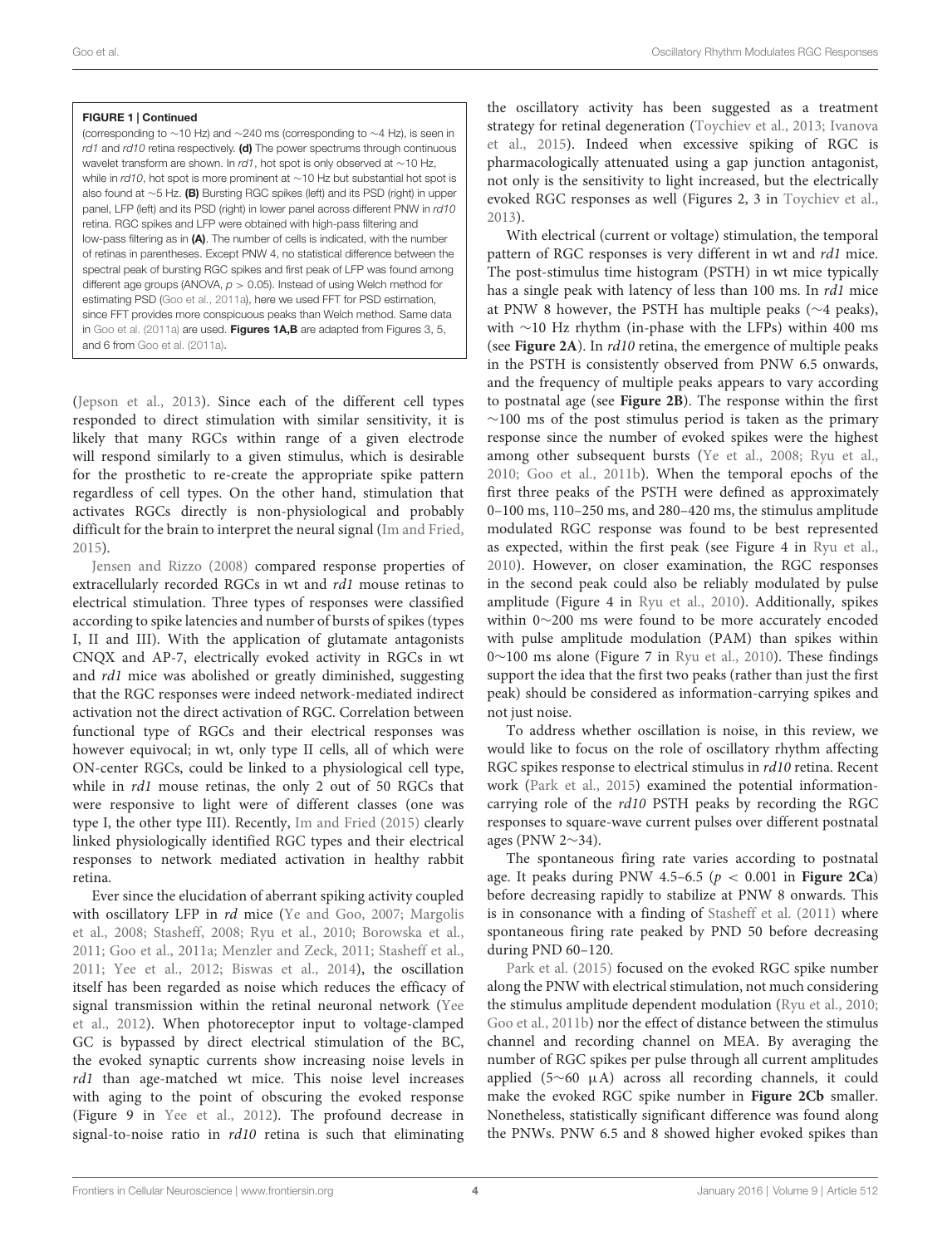**FIGURE 1 | Continued**

(corresponding to ~10 Hz) and ~240 ms (corresponding to ~4 Hz), is seen in *rd1* and *rd10* retina respectively. **(d)** The power spectrums through continuous wavelet transform are shown. In *rd1*, hot spot is only observed at ~10 Hz, while in *rd10*, hot spot is more prominent at ~10 Hz but substantial hot spot is also found at ~5 Hz. **(B)** Bursting RGC spikes (left) and its PSD (right) in upper panel, LFP (left) and its PSD (right) in lower panel across different PNW in *rd10* retina. RGC spikes and LFP were obtained with high-pass filtering and low-pass filtering as in **(A)**. The number of cells is indicated, with the number of retinas in parentheses. Except PNW 4, no statistical difference between the spectral peak of bursting RGC spikes and first peak of LFP was found among different age groups (ANOVA, $p > 0.05$). Instead of using Welch method for estimating PSD (Goo et al., 2011a), here we used FFT for PSD estimation, since FFT provides more conspicuous peaks than Welch method. Same data in Goo et al. (2011a) are used. **Figures 1A,B** are adapted from Figures 3, 5, and 6 from Goo et al. (2011a).

(Jepson et al., 2013). Since each of the different cell types responded to direct stimulation with similar sensitivity, it is likely that many RGCs within range of a given electrode will respond similarly to a given stimulus, which is desirable for the prosthetic to re-create the appropriate spike pattern regardless of cell types. On the other hand, stimulation that activates RGCs directly is non-physiological and probably difficult for the brain to interpret the neural signal (Im and Fried, 2015).

Jensen and Rizzo (2008) compared response properties of extracellularly recorded RGCs in wt and *rd1* mouse retinas to electrical stimulation. Three types of responses were classified according to spike latencies and number of bursts of spikes (types I, II and III). With the application of glutamate antagonists CNQX and AP-7, electrically evoked activity in RGCs in wt and *rd1* mice was abolished or greatly diminished, suggesting that the RGC responses were indeed network-mediated indirect activation not the direct activation of RGC. Correlation between functional type of RGCs and their electrical responses was however equivocal; in wt, only type II cells, all of which were ON-center RGCs, could be linked to a physiological cell type, while in *rd1* mouse retinas, the only 2 out of 50 RGCs that were responsive to light were of different classes (one was type I, the other type III). Recently, Im and Fried (2015) clearly linked physiologically identified RGC types and their electrical responses to network mediated activation in healthy rabbit retina.

Ever since the elucidation of aberrant spiking activity coupled with oscillatory LFP in *rd* mice (Ye and Goo, 2007; Margolis et al., 2008; Stasheff, 2008; Ryu et al., 2010; Borowska et al., 2011; Goo et al., 2011a; Menzler and Zeck, 2011; Stasheff et al., 2011; Yee et al., 2012; Biswas et al., 2014), the oscillation itself has been regarded as noise which reduces the efficacy of signal transmission within the retinal neuronal network (Yee et al., 2012). When photoreceptor input to voltage-clamped GC is bypassed by direct electrical stimulation of the BC, the evoked synaptic currents show increasing noise levels in *rd1* than age-matched wt mice. This noise level increases with aging to the point of obscuring the evoked response (Figure 9 in Yee et al., 2012). The profound decrease in signal-to-noise ratio in *rd10* retina is such that eliminating the oscillatory activity has been suggested as a treatment strategy for retinal degeneration (Toychiev et al., 2013; Ivanova et al., 2015). Indeed when excessive spiking of RGC is pharmacologically attenuated using a gap junction antagonist, not only is the sensitivity to light increased, but the electrically evoked RGC responses as well (Figures 2, 3 in Toychiev et al., 2013).

With electrical (current or voltage) stimulation, the temporal pattern of RGC responses is very different in wt and *rd1* mice. The post-stimulus time histogram (PSTH) in wt mice typically has a single peak with latency of less than 100 ms. In *rd1* mice at PNW 8 however, the PSTH has multiple peaks (~4 peaks), with ~10 Hz rhythm (in-phase with the LFPs) within 400 ms (see **Figure 2A**). In *rd10* retina, the emergence of multiple peaks in the PSTH is consistently observed from PNW 6.5 onwards, and the frequency of multiple peaks appears to vary according to postnatal age (see **Figure 2B**). The response within the first ~100 ms of the post stimulus period is taken as the primary response since the number of evoked spikes were the highest among other subsequent bursts (Ye et al., 2008; Ryu et al., 2010; Goo et al., 2011b). When the temporal epochs of the first three peaks of the PSTH were defined as approximately 0–100 ms, 110–250 ms, and 280–420 ms, the stimulus amplitude modulated RGC response was found to be best represented as expected, within the first peak (see Figure 4 in Ryu et al., 2010). However, on closer examination, the RGC responses in the second peak could also be reliably modulated by pulse amplitude (Figure 4 in Ryu et al., 2010). Additionally, spikes within 0~200 ms were found to be more accurately encoded with pulse amplitude modulation (PAM) than spikes within 0~100 ms alone (Figure 7 in Ryu et al., 2010). These findings support the idea that the first two peaks (rather than just the first peak) should be considered as information-carrying spikes and not just noise.

To address whether oscillation is noise, in this review, we would like to focus on the role of oscillatory rhythm affecting RGC spikes response to electrical stimulus in *rd10* retina. Recent work (Park et al., 2015) examined the potential information-carrying role of the *rd10* PSTH peaks by recording the RGC responses to square-wave current pulses over different postnatal ages (PNW 2~34).

The spontaneous firing rate varies according to postnatal age. It peaks during PNW 4.5–6.5 ($p < 0.001$ in **Figure 2Ca**) before decreasing rapidly to stabilize at PNW 8 onwards. This is in consonance with a finding of Stasheff et al. (2011) where spontaneous firing rate peaked by PND 50 before decreasing during PND 60–120.

Park et al. (2015) focused on the evoked RGC spike number along the PNW with electrical stimulation, not much considering the stimulus amplitude dependent modulation (Ryu et al., 2010; Goo et al., 2011b) nor the effect of distance between the stimulus channel and recording channel on MEA. By averaging the number of RGC spikes per pulse through all current amplitudes applied (5~60 μA) across all recording channels, it could make the evoked RGC spike number in **Figure 2Cb** smaller. Nonetheless, statistically significant difference was found along the PNWs. PNW 6.5 and 8 showed higher evoked spikes than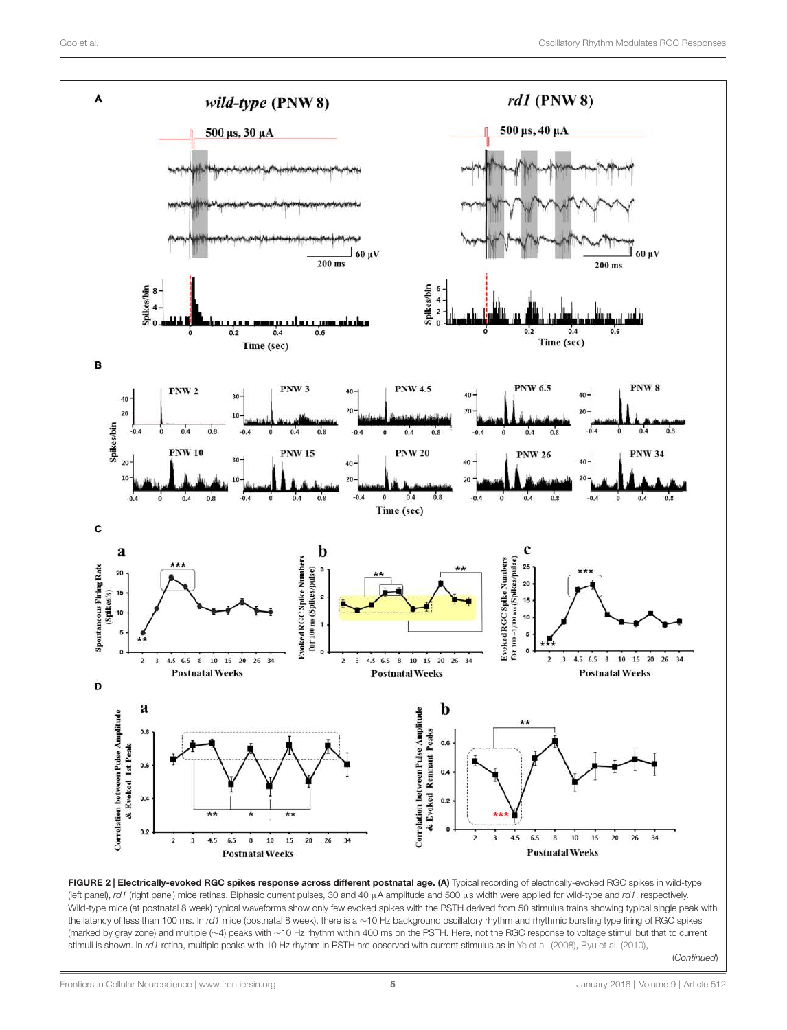**FIGURE 2 | Electrically-evoked RGC spikes response across different postnatal age. (A)** Typical recording of electrically-evoked RGC spikes in wild-type (left panel), *rd1* (right panel) mice retinas. Biphasic current pulses, 30 and 40 μA amplitude and 500 μs width were applied for wild-type and *rd1*, respectively. Wild-type mice (at postnatal 8 week) typical waveforms show only few evoked spikes with the PSTH derived from 50 stimulus trains showing typical single peak with the latency of less than 100 ms. In *rd1* mice (postnatal 8 week), there is a ~10 Hz background oscillatory rhythm and rhythmic bursting type firing of RGC spikes (marked by gray zone) and multiple (~4) peaks with ~10 Hz rhythm within 400 ms on the PSTH. Here, not the RGC response to voltage stimuli but that to current stimuli is shown. In *rd1* retina, multiple peaks with 10 Hz rhythm in PSTH are observed with current stimulus as in Ye et al. (2008), Ryu et al. (2010),

(*Continued*)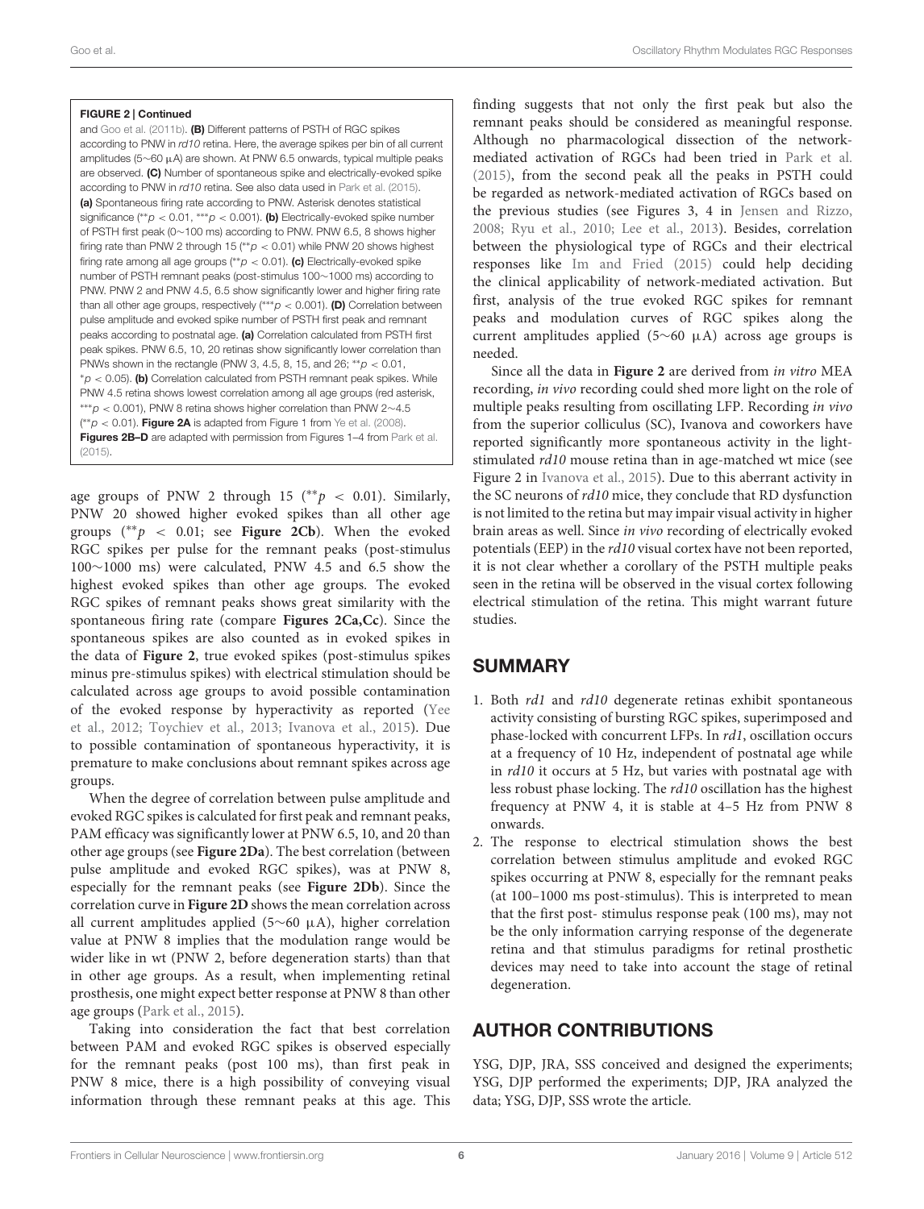**FIGURE 2 | Continued**

and Goo et al. (2011b). **(B)** Different patterns of PSTH of RGC spikes according to PNW in *rd10* retina. Here, the average spikes per bin of all current amplitudes (5∼60 μA) are shown. At PNW 6.5 onwards, typical multiple peaks are observed. **(C)** Number of spontaneous spike and electrically-evoked spike according to PNW in *rd10* retina. See also data used in Park et al. (2015). **(a)** Spontaneous firing rate according to PNW. Asterisk denotes statistical significance (**$p < 0.01$, ***$p < 0.001$). **(b)** Electrically-evoked spike number of PSTH first peak (0∼100 ms) according to PNW. PNW 6.5, 8 shows higher firing rate than PNW 2 through 15 (**$p < 0.01$) while PNW 20 shows highest firing rate among all age groups (**$p < 0.01$). **(c)** Electrically-evoked spike number of PSTH remnant peaks (post-stimulus 100∼1000 ms) according to PNW. PNW 2 and PNW 4.5, 6.5 show significantly lower and higher firing rate than all other age groups, respectively (***$p < 0.001$). **(D)** Correlation between pulse amplitude and evoked spike number of PSTH first peak and remnant peaks according to postnatal age. **(a)** Correlation calculated from PSTH first peak spikes. PNW 6.5, 10, 20 retinas show significantly lower correlation than PNWs shown in the rectangle (PNW 3, 4.5, 8, 15, and 26; **$p < 0.01$, *$p < 0.05$). **(b)** Correlation calculated from PSTH remnant peak spikes. While PNW 4.5 retina shows lowest correlation among all age groups (red asterisk, ***$p < 0.001$), PNW 8 retina shows higher correlation than PNW 2∼4.5 (**$p < 0.01$). **Figure 2A** is adapted from Figure 1 from Ye et al. (2008). **Figures 2B–D** are adapted with permission from Figures 1–4 from Park et al. (2015).

age groups of PNW 2 through 15 (**$p < 0.01$). Similarly, PNW 20 showed higher evoked spikes than all other age groups (**$p < 0.01$; see **Figure 2Cb**). When the evoked RGC spikes per pulse for the remnant peaks (post-stimulus 100∼1000 ms) were calculated, PNW 4.5 and 6.5 show the highest evoked spikes than other age groups. The evoked RGC spikes of remnant peaks shows great similarity with the spontaneous firing rate (compare **Figures 2Ca,Cc**). Since the spontaneous spikes are also counted as in evoked spikes in the data of **Figure 2**, true evoked spikes (post-stimulus spikes minus pre-stimulus spikes) with electrical stimulation should be calculated across age groups to avoid possible contamination of the evoked response by hyperactivity as reported (Yee et al., 2012; Toychiev et al., 2013; Ivanova et al., 2015). Due to possible contamination of spontaneous hyperactivity, it is premature to make conclusions about remnant spikes across age groups.

When the degree of correlation between pulse amplitude and evoked RGC spikes is calculated for first peak and remnant peaks, PAM efficacy was significantly lower at PNW 6.5, 10, and 20 than other age groups (see **Figure 2Da**). The best correlation (between pulse amplitude and evoked RGC spikes), was at PNW 8, especially for the remnant peaks (see **Figure 2Db**). Since the correlation curve in **Figure 2D** shows the mean correlation across all current amplitudes applied (5∼60 μA), higher correlation value at PNW 8 implies that the modulation range would be wider like in wt (PNW 2, before degeneration starts) than that in other age groups. As a result, when implementing retinal prosthesis, one might expect better response at PNW 8 than other age groups (Park et al., 2015).

Taking into consideration the fact that best correlation between PAM and evoked RGC spikes is observed especially for the remnant peaks (post 100 ms), than first peak in PNW 8 mice, there is a high possibility of conveying visual information through these remnant peaks at this age. This finding suggests that not only the first peak but also the remnant peaks should be considered as meaningful response. Although no pharmacological dissection of the network-mediated activation of RGCs had been tried in Park et al. (2015), from the second peak all the peaks in PSTH could be regarded as network-mediated activation of RGCs based on the previous studies (see Figures 3, 4 in Jensen and Rizzo, 2008; Ryu et al., 2010; Lee et al., 2013). Besides, correlation between the physiological type of RGCs and their electrical responses like Im and Fried (2015) could help deciding the clinical applicability of network-mediated activation. But first, analysis of the true evoked RGC spikes for remnant peaks and modulation curves of RGC spikes along the current amplitudes applied (5∼60 μA) across age groups is needed.

Since all the data in **Figure 2** are derived from *in vitro* MEA recording, *in vivo* recording could shed more light on the role of multiple peaks resulting from oscillating LFP. Recording *in vivo* from the superior colliculus (SC), Ivanova and coworkers have reported significantly more spontaneous activity in the light-stimulated *rd10* mouse retina than in age-matched wt mice (see Figure 2 in Ivanova et al., 2015). Due to this aberrant activity in the SC neurons of *rd10* mice, they conclude that RD dysfunction is not limited to the retina but may impair visual activity in higher brain areas as well. Since *in vivo* recording of electrically evoked potentials (EEP) in the *rd10* visual cortex have not been reported, it is not clear whether a corollary of the PSTH multiple peaks seen in the retina will be observed in the visual cortex following electrical stimulation of the retina. This might warrant future studies.

## SUMMARY

1. Both *rd1* and *rd10* degenerate retinas exhibit spontaneous activity consisting of bursting RGC spikes, superimposed and phase-locked with concurrent LFPs. In *rd1*, oscillation occurs at a frequency of 10 Hz, independent of postnatal age while in *rd10* it occurs at 5 Hz, but varies with postnatal age with less robust phase locking. The *rd10* oscillation has the highest frequency at PNW 4, it is stable at 4–5 Hz from PNW 8 onwards.
2. The response to electrical stimulation shows the best correlation between stimulus amplitude and evoked RGC spikes occurring at PNW 8, especially for the remnant peaks (at 100–1000 ms post-stimulus). This is interpreted to mean that the first post- stimulus response peak (100 ms), may not be the only information carrying response of the degenerate retina and that stimulus paradigms for retinal prosthetic devices may need to take into account the stage of retinal degeneration.

## AUTHOR CONTRIBUTIONS

YSG, DJP, JRA, SSS conceived and designed the experiments; YSG, DJP performed the experiments; DJP, JRA analyzed the data; YSG, DJP, SSS wrote the article.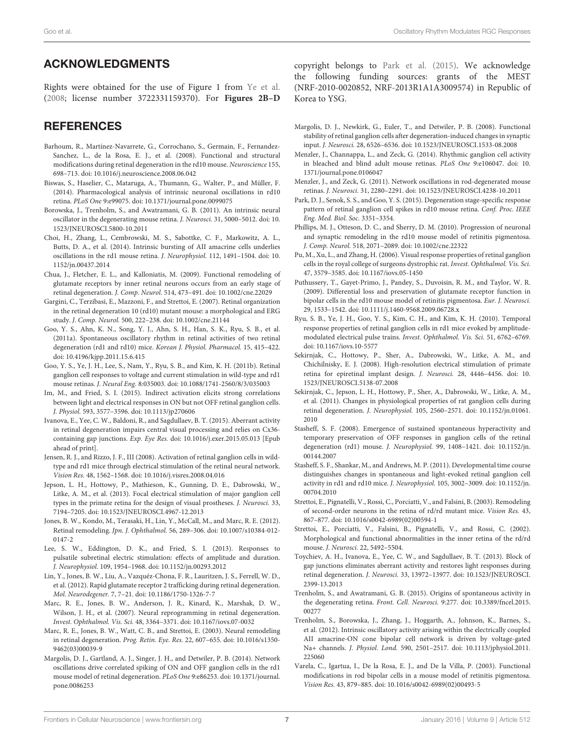## ACKNOWLEDGMENTS

Rights were obtained for the use of Figure 1 from Ye et al. (2008; license number 3722331159370). For **Figures 2B–D** copyright belongs to Park et al. (2015). We acknowledge the following funding sources: grants of the MEST (NRF-2010-0020852, NRF-2013R1A1A3009574) in Republic of Korea to YSG.

## REFERENCES

Barhoum, R., Martínez-Navarrete, G., Corrochano, S., Germain, F., Fernandez-Sanchez, L., de la Rosa, E. J., et al. (2008). Functional and structural modifications during retinal degeneration in the rd10 mouse. *Neuroscience* 155, 698–713. doi: 10.1016/j.neuroscience.2008.06.042

Biswas, S., Haselier, C., Mataruga, A., Thumann, G., Walter, P., and Müller, F. (2014). Pharmacological analysis of intrinsic neuronal oscillations in rd10 retina. *PLoS One* 9:e99075. doi: 10.1371/journal.pone.0099075

Borowska, J., Trenholm, S., and Awatramani, G. B. (2011). An intrinsic neural oscillator in the degenerating mouse retina. *J. Neurosci.* 31, 5000–5012. doi: 10.1523/JNEUROSCI.5800-10.2011

Choi, H., Zhang, L., Cembrowski, M. S., Sabottke, C. F., Markowitz, A. L., Butts, D. A., et al. (2014). Intrinsic bursting of AII amacrine cells underlies oscillations in the rd1 mouse retina. *J. Neurophysiol.* 112, 1491–1504. doi: 10.1152/jn.00437.2014

Chua, J., Fletcher, E. L., and Kalloniatis, M. (2009). Functional remodeling of glutamate receptors by inner retinal neurons occurs from an early stage of retinal degeneration. *J. Comp. Neurol.* 514, 473–491. doi: 10.1002/cne.22029

Gargini, C., Terzibasi, E., Mazzoni, F., and Strettoi, E. (2007). Retinal organization in the retinal degeneration 10 (rd10) mutant mouse: a morphological and ERG study. *J. Comp. Neurol.* 500, 222–238. doi: 10.1002/cne.21144

Goo, Y. S., Ahn, K. N., Song, Y. J., Ahn, S. H., Han, S. K., Ryu, S. B., et al. (2011a). Spontaneous oscillatory rhythm in retinal activities of two retinal degeneration (rd1 and rd10) mice. *Korean J. Physiol. Pharmacol.* 15, 415–422. doi: 10.4196/kjpp.2011.15.6.415

Goo, Y. S., Ye, J. H., Lee, S., Nam, Y., Ryu, S. B., and Kim, K. H. (2011b). Retinal ganglion cell responses to voltage and current stimulation in wild-type and rd1 mouse retinas. *J. Neural Eng.* 8:035003. doi: 10.1088/1741-2560/8/3/035003

Im, M., and Fried, S. I. (2015). Indirect activation elicits strong correlations between light and electrical responses in ON but not OFF retinal ganglion cells. *J. Physiol.* 593, 3577–3596. doi: 10.1113/jp270606

Ivanova, E., Yee, C. W., Baldoni, R., and Sagdullaev, B. T. (2015). Aberrant activity in retinal degeneration impairs central visual processing and relies on Cx36-containing gap junctions. *Exp. Eye Res.* doi: 10.1016/j.exer.2015.05.013 [Epub ahead of print].

Jensen, R. J., and Rizzo, J. F., III (2008). Activation of retinal ganglion cells in wild-type and rd1 mice through electrical stimulation of the retinal neural network. *Vision Res.* 48, 1562–1568. doi: 10.1016/j.visres.2008.04.016

Jepson, L. H., Hottowy, P., Mathieson, K., Gunning, D. E., Dabrowski, W., Litke, A. M., et al. (2013). Focal electrical stimulation of major ganglion cell types in the primate retina for the design of visual prostheses. *J. Neurosci.* 33, 7194–7205. doi: 10.1523/JNEUROSCI.4967-12.2013

Jones, B. W., Kondo, M., Terasaki, H., Lin, Y., McCall, M., and Marc, R. E. (2012). Retinal remodeling. *Jpn. J. Ophthalmol.* 56, 289–306. doi: 10.1007/s10384-012-0147-2

Lee, S. W., Eddington, D. K., and Fried, S. I. (2013). Responses to pulsatile subretinal electric stimulation: effects of amplitude and duration. *J. Neurophysiol.* 109, 1954–1968. doi: 10.1152/jn.00293.2012

Lin, Y., Jones, B. W., Liu, A., Vazquéz-Chona, F. R., Lauritzen, J. S., Ferrell, W. D., et al. (2012). Rapid glutamate receptor 2 trafficking during retinal degeneration. *Mol. Neurodegener.* 7, 7–21. doi: 10.1186/1750-1326-7-7

Marc, R. E., Jones, B. W., Anderson, J. R., Kinard, K., Marshak, D. W., Wilson, J. H., et al. (2007). Neural reprogramming in retinal degeneration. *Invest. Ophthalmol. Vis. Sci.* 48, 3364–3371. doi: 10.1167/iovs.07-0032

Marc, R. E., Jones, B. W., Watt, C. B., and Strettoi, E. (2003). Neural remodeling in retinal degeneration. *Prog. Retin. Eye. Res.* 22, 607–655. doi: 10.1016/s1350-9462(03)00039-9

Margolis, D. J., Gartland, A. J., Singer, J. H., and Detwiler, P. B. (2014). Network oscillations drive correlated spiking of ON and OFF ganglion cells in the rd1 mouse model of retinal degeneration. *PLoS One* 9:e86253. doi: 10.1371/journal.pone.0086253

Margolis, D. J., Newkirk, G., Euler, T., and Detwiler, P. B. (2008). Functional stability of retinal ganglion cells after degeneration-induced changes in synaptic input. *J. Neurosci.* 28, 6526–6536. doi: 10.1523/JNEUROSCI.1533-08.2008

Menzler, J., Channappa, L., and Zeck, G. (2014). Rhythmic ganglion cell activity in bleached and blind adult mouse retinas. *PLoS One* 9:e106047. doi: 10.1371/journal.pone.0106047

Menzler, J., and Zeck, G. (2011). Network oscillations in rod-degenerated mouse retinas. *J. Neurosci.* 31, 2280–2291. doi: 10.1523/JNEUROSCI.4238-10.2011

Park, D. J., Senok, S. S., and Goo, Y. S. (2015). Degeneration stage-specific response pattern of retinal ganglion cell spikes in rd10 mouse retina. *Conf. Proc. IEEE Eng. Med. Biol. Soc.* 3351–3354.

Phillips, M. J., Otteson, D. C., and Sherry, D. M. (2010). Progression of neuronal and synaptic remodeling in the rd10 mouse model of retinitis pigmentosa. *J. Comp. Neurol.* 518, 2071–2089. doi: 10.1002/cne.22322

Pu, M., Xu, L., and Zhang, H. (2006). Visual response properties of retinal ganglion cells in the royal college of surgeons dystrophic rat. *Invest. Ophthalmol. Vis. Sci.* 47, 3579–3585. doi: 10.1167/iovs.05-1450

Puthussery, T., Gayet-Primo, J., Pandey, S., Duvoisin, R. M., and Taylor, W. R. (2009). Differential loss and preservation of glutamate receptor function in bipolar cells in the rd10 mouse model of retinitis pigmentosa. *Eur. J. Neurosci.* 29, 1533–1542. doi: 10.1111/j.1460-9568.2009.06728.x

Ryu, S. B., Ye, J. H., Goo, Y. S., Kim, C. H., and Kim, K. H. (2010). Temporal response properties of retinal ganglion cells in rd1 mice evoked by amplitude-modulated electrical pulse trains. *Invest. Ophthalmol. Vis. Sci.* 51, 6762–6769. doi: 10.1167/iovs.10-5577

Sekirnjak, C., Hottowy, P., Sher, A., Dabrowski, W., Litke, A. M., and Chichilnisky, E. J. (2008). High-resolution electrical stimulation of primate retina for epiretinal implant design. *J. Neurosci.* 28, 4446–4456. doi: 10.1523/JNEUROSCI.5138-07.2008

Sekirnjak, C., Jepson, L. H., Hottowy, P., Sher, A., Dabrowski, W., Litke, A. M., et al. (2011). Changes in physiological properties of rat ganglion cells during retinal degeneration. *J. Neurophysiol.* 105, 2560–2571. doi: 10.1152/jn.01061.2010

Stasheff, S. F. (2008). Emergence of sustained spontaneous hyperactivity and temporary preservation of OFF responses in ganglion cells of the retinal degeneration (rd1) mouse. *J. Neurophysiol.* 99, 1408–1421. doi: 10.1152/jn.00144.2007

Stasheff, S. F., Shankar, M., and Andrews, M. P. (2011). Developmental time course distinguishes changes in spontaneous and light-evoked retinal ganglion cell activity in rd1 and rd10 mice. *J. Neurophysiol.* 105, 3002–3009. doi: 10.1152/jn.00704.2010

Strettoi, E., Pignatelli, V., Rossi, C., Porciatti, V., and Falsini, B. (2003). Remodeling of second-order neurons in the retina of rd/rd mutant mice. *Vision Res.* 43, 867–877. doi: 10.1016/s0042-6989(02)00594-1

Strettoi, E., Porciatti, V., Falsini, B., Pignatelli, V., and Rossi, C. (2002). Morphological and functional abnormalities in the inner retina of the rd/rd mouse. *J. Neurosci.* 22, 5492–5504.

Toychiev, A. H., Ivanova, E., Yee, C. W., and Sagdullaev, B. T. (2013). Block of gap junctions eliminates aberrant activity and restores light responses during retinal degeneration. *J. Neurosci.* 33, 13972–13977. doi: 10.1523/JNEUROSCI.2399-13.2013

Trenholm, S., and Awatramani, G. B. (2015). Origins of spontaneous activity in the degenerating retina. *Front. Cell. Neurosci.* 9:277. doi: 10.3389/fncel.2015.00277

Trenholm, S., Borowska, J., Zhang, J., Hoggarth, A., Johnson, K., Barnes, S., et al. (2012). Intrinsic oscillatory activity arising within the electrically coupled AII amacrine-ON cone bipolar cell network is driven by voltage-gated Na+ channels. *J. Physiol. Lond.* 590, 2501–2517. doi: 10.1113/jphysiol.2011.225060

Varela, C., Igartua, I., De la Rosa, E. J., and De la Villa, P. (2003). Functional modifications in rod bipolar cells in a mouse model of retinitis pigmentosa. *Vision Res.* 43, 879–885. doi: 10.1016/s0042-6989(02)00493-5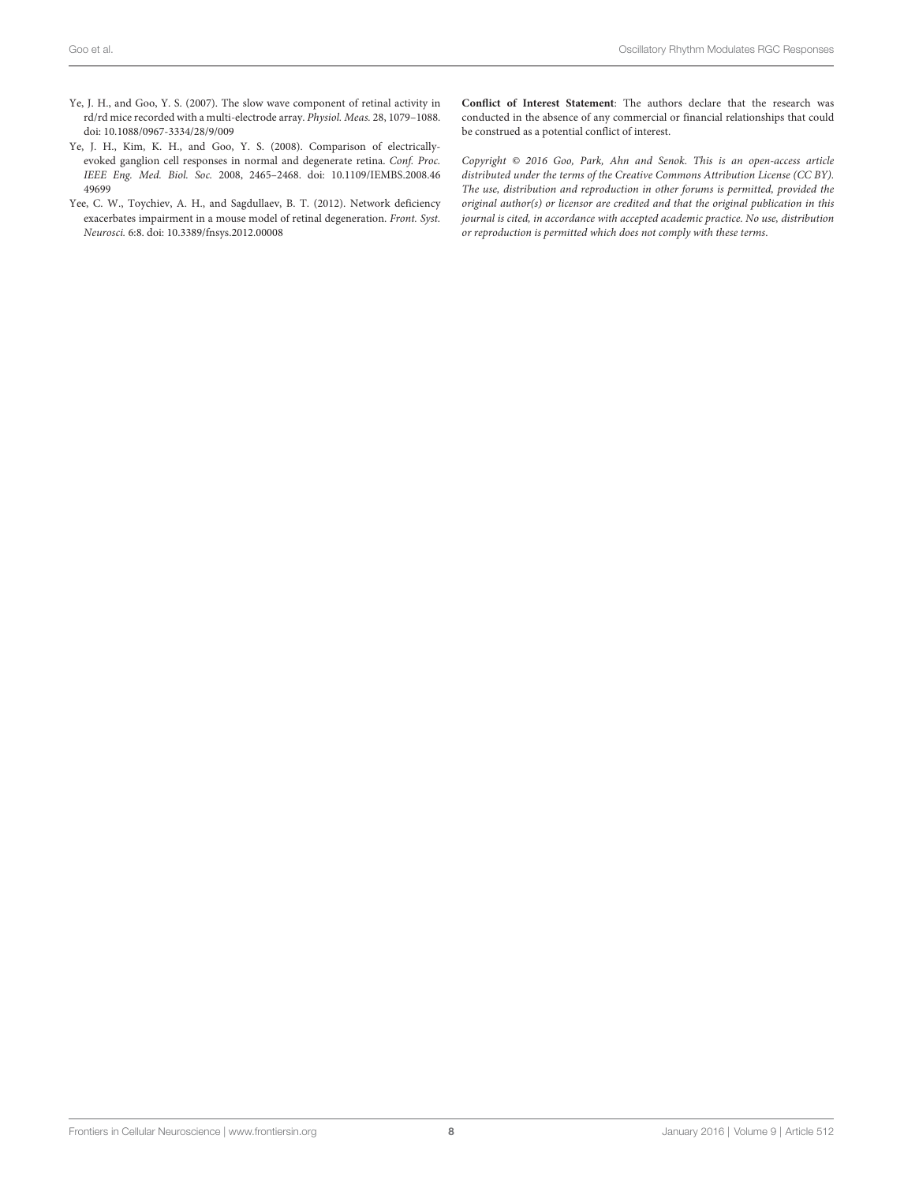Ye, J. H., and Goo, Y. S. (2007). The slow wave component of retinal activity in rd/rd mice recorded with a multi-electrode array. *Physiol. Meas.* 28, 1079–1088. doi: 10.1088/0967-3334/28/9/009

Ye, J. H., Kim, K. H., and Goo, Y. S. (2008). Comparison of electrically-evoked ganglion cell responses in normal and degenerate retina. *Conf. Proc. IEEE Eng. Med. Biol. Soc.* 2008, 2465–2468. doi: 10.1109/IEMBS.2008.4649699

Yee, C. W., Toychiev, A. H., and Sagdullaev, B. T. (2012). Network deficiency exacerbates impairment in a mouse model of retinal degeneration. *Front. Syst. Neurosci.* 6:8. doi: 10.3389/fnsys.2012.00008

**Conflict of Interest Statement**: The authors declare that the research was conducted in the absence of any commercial or financial relationships that could be construed as a potential conflict of interest.

*Copyright © 2016 Goo, Park, Ahn and Senok. This is an open-access article distributed under the terms of the Creative Commons Attribution License (CC BY). The use, distribution and reproduction in other forums is permitted, provided the original author(s) or licensor are credited and that the original publication in this journal is cited, in accordance with accepted academic practice. No use, distribution or reproduction is permitted which does not comply with these terms.*